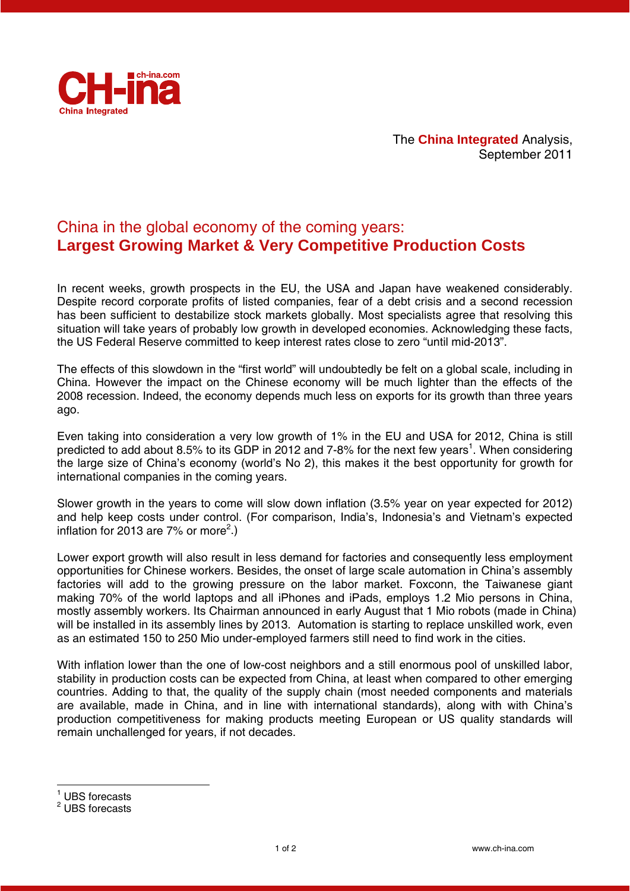The **China Integrated** Analysis,
September 2011

# China in the global economy of the coming years:
## **Largest Growing Market & Very Competitive Production Costs**

In recent weeks, growth prospects in the EU, the USA and Japan have weakened considerably. Despite record corporate profits of listed companies, fear of a debt crisis and a second recession has been sufficient to destabilize stock markets globally. Most specialists agree that resolving this situation will take years of probably low growth in developed economies. Acknowledging these facts, the US Federal Reserve committed to keep interest rates close to zero "until mid-2013".

The effects of this slowdown in the "first world" will undoubtedly be felt on a global scale, including in China. However the impact on the Chinese economy will be much lighter than the effects of the 2008 recession. Indeed, the economy depends much less on exports for its growth than three years ago.

Even taking into consideration a very low growth of 1% in the EU and USA for 2012, China is still predicted to add about 8.5% to its GDP in 2012 and 7-8% for the next few years[1]. When considering the large size of China's economy (world's No 2), this makes it the best opportunity for growth for international companies in the coming years.

Slower growth in the years to come will slow down inflation (3.5% year on year expected for 2012) and help keep costs under control. (For comparison, India's, Indonesia's and Vietnam's expected inflation for 2013 are 7% or more[2].)

Lower export growth will also result in less demand for factories and consequently less employment opportunities for Chinese workers. Besides, the onset of large scale automation in China's assembly factories will add to the growing pressure on the labor market. Foxconn, the Taiwanese giant making 70% of the world laptops and all iPhones and iPads, employs 1.2 Mio persons in China, mostly assembly workers. Its Chairman announced in early August that 1 Mio robots (made in China) will be installed in its assembly lines by 2013. Automation is starting to replace unskilled work, even as an estimated 150 to 250 Mio under-employed farmers still need to find work in the cities.

With inflation lower than the one of low-cost neighbors and a still enormous pool of unskilled labor, stability in production costs can be expected from China, at least when compared to other emerging countries. Adding to that, the quality of the supply chain (most needed components and materials are available, made in China, and in line with international standards), along with with China's production competitiveness for making products meeting European or US quality standards will remain unchallenged for years, if not decades.

---

[1] UBS forecasts
[2] UBS forecasts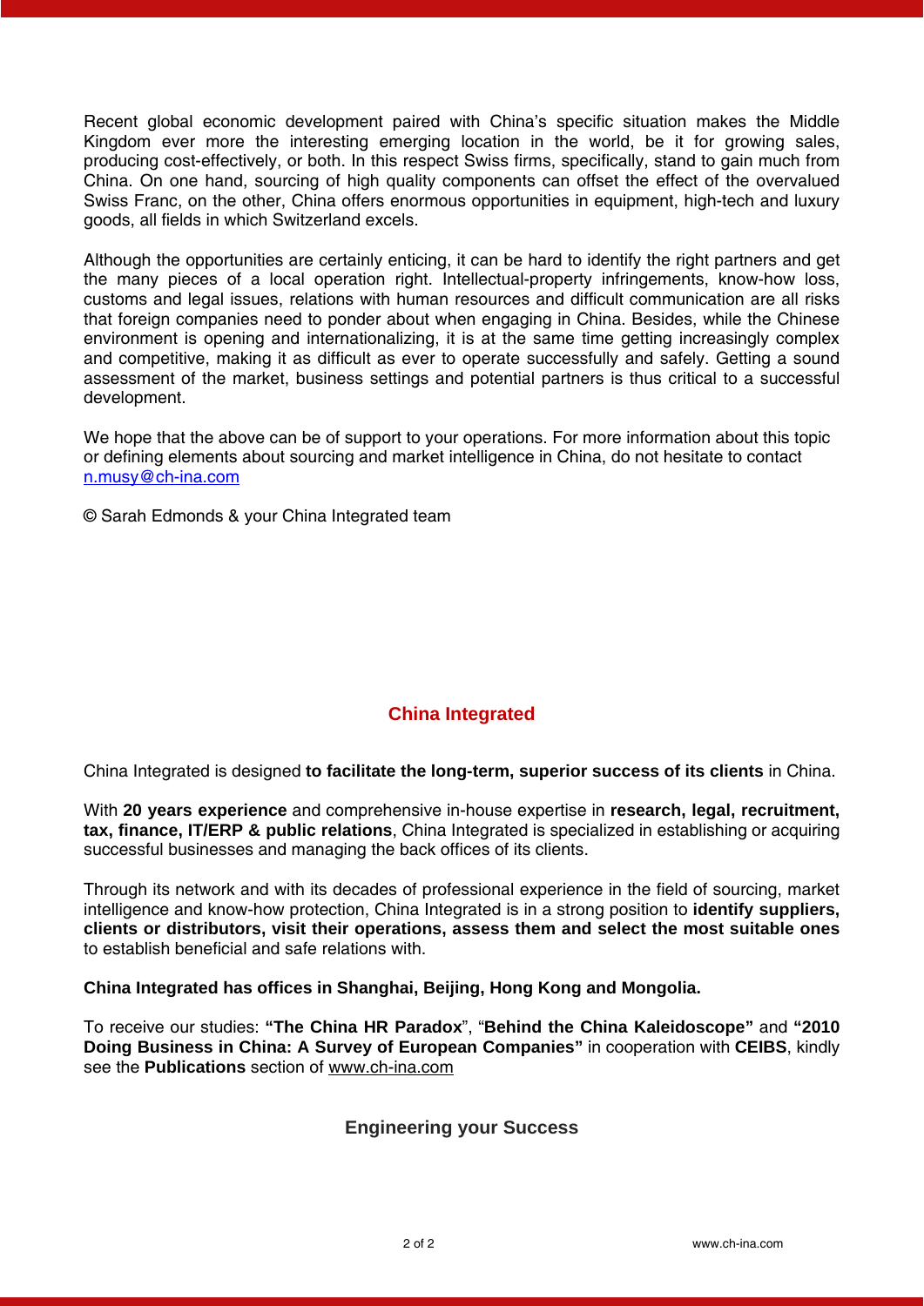Recent global economic development paired with China's specific situation makes the Middle Kingdom ever more the interesting emerging location in the world, be it for growing sales, producing cost-effectively, or both. In this respect Swiss firms, specifically, stand to gain much from China. On one hand, sourcing of high quality components can offset the effect of the overvalued Swiss Franc, on the other, China offers enormous opportunities in equipment, high-tech and luxury goods, all fields in which Switzerland excels.

Although the opportunities are certainly enticing, it can be hard to identify the right partners and get the many pieces of a local operation right. Intellectual-property infringements, know-how loss, customs and legal issues, relations with human resources and difficult communication are all risks that foreign companies need to ponder about when engaging in China. Besides, while the Chinese environment is opening and internationalizing, it is at the same time getting increasingly complex and competitive, making it as difficult as ever to operate successfully and safely. Getting a sound assessment of the market, business settings and potential partners is thus critical to a successful development.

We hope that the above can be of support to your operations. For more information about this topic or defining elements about sourcing and market intelligence in China, do not hesitate to contact [n.musy@ch-ina.com](mailto:n.musy@ch-ina.com)

© Sarah Edmonds & your China Integrated team

## China Integrated

China Integrated is designed **to facilitate the long-term, superior success of its clients** in China.

With **20 years experience** and comprehensive in-house expertise in **research, legal, recruitment, tax, finance, IT/ERP & public relations**, China Integrated is specialized in establishing or acquiring successful businesses and managing the back offices of its clients.

Through its network and with its decades of professional experience in the field of sourcing, market intelligence and know-how protection, China Integrated is in a strong position to **identify suppliers, clients or distributors, visit their operations, assess them and select the most suitable ones** to establish beneficial and safe relations with.

**China Integrated has offices in Shanghai, Beijing, Hong Kong and Mongolia.**

To receive our studies: **"The China HR Paradox"**, "**Behind the China Kaleidoscope"** and **"2010 Doing Business in China: A Survey of European Companies"** in cooperation with **CEIBS**, kindly see the **Publications** section of [www.ch-ina.com](http://www.ch-ina.com)

**Engineering your Success**